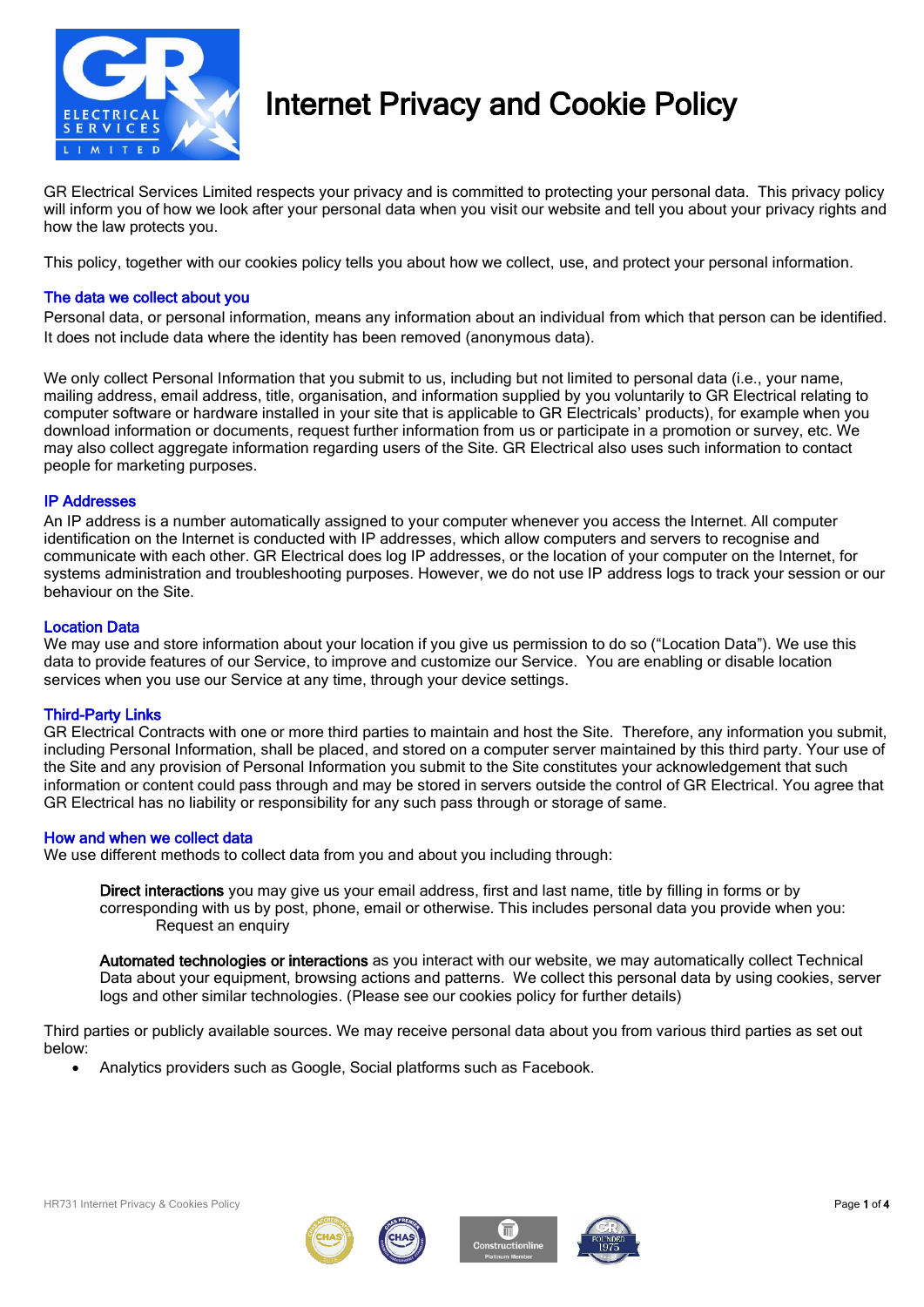# Internet Privacy and Cookie Policy

GR Electrical Services Limited respects your privacy and is committed to protecting your personal data. This privacy policy will inform you of how we look after your personal data when you visit our website and tell you about your privacy rights and how the law protects you.

This policy, together with our cookies policy tells you about how we collect, use, and protect your personal information.

## The data we collect about you

Personal data, or personal information, means any information about an individual from which that person can be identified. It does not include data where the identity has been removed (anonymous data).

We only collect Personal Information that you submit to us, including but not limited to personal data (i.e., your name, mailing address, email address, title, organisation, and information supplied by you voluntarily to GR Electrical relating to computer software or hardware installed in your site that is applicable to GR Electricals' products), for example when you download information or documents, request further information from us or participate in a promotion or survey, etc. We may also collect aggregate information regarding users of the Site. GR Electrical also uses such information to contact people for marketing purposes.

## IP Addresses

An IP address is a number automatically assigned to your computer whenever you access the Internet. All computer identification on the Internet is conducted with IP addresses, which allow computers and servers to recognise and communicate with each other. GR Electrical does log IP addresses, or the location of your computer on the Internet, for systems administration and troubleshooting purposes. However, we do not use IP address logs to track your session or our behaviour on the Site.

## Location Data

We may use and store information about your location if you give us permission to do so ("Location Data"). We use this data to provide features of our Service, to improve and customize our Service. You are enabling or disable location services when you use our Service at any time, through your device settings.

## Third-Party Links

GR Electrical Contracts with one or more third parties to maintain and host the Site. Therefore, any information you submit, including Personal Information, shall be placed, and stored on a computer server maintained by this third party. Your use of the Site and any provision of Personal Information you submit to the Site constitutes your acknowledgement that such information or content could pass through and may be stored in servers outside the control of GR Electrical. You agree that GR Electrical has no liability or responsibility for any such pass through or storage of same.

## How and when we collect data

We use different methods to collect data from you and about you including through:

**Direct interactions** you may give us your email address, first and last name, title by filling in forms or by corresponding with us by post, phone, email or otherwise. This includes personal data you provide when you:
Request an enquiry

**Automated technologies or interactions** as you interact with our website, we may automatically collect Technical Data about your equipment, browsing actions and patterns. We collect this personal data by using cookies, server logs and other similar technologies. (Please see our cookies policy for further details)

Third parties or publicly available sources. We may receive personal data about you from various third parties as set out below:

- Analytics providers such as Google, Social platforms such as Facebook.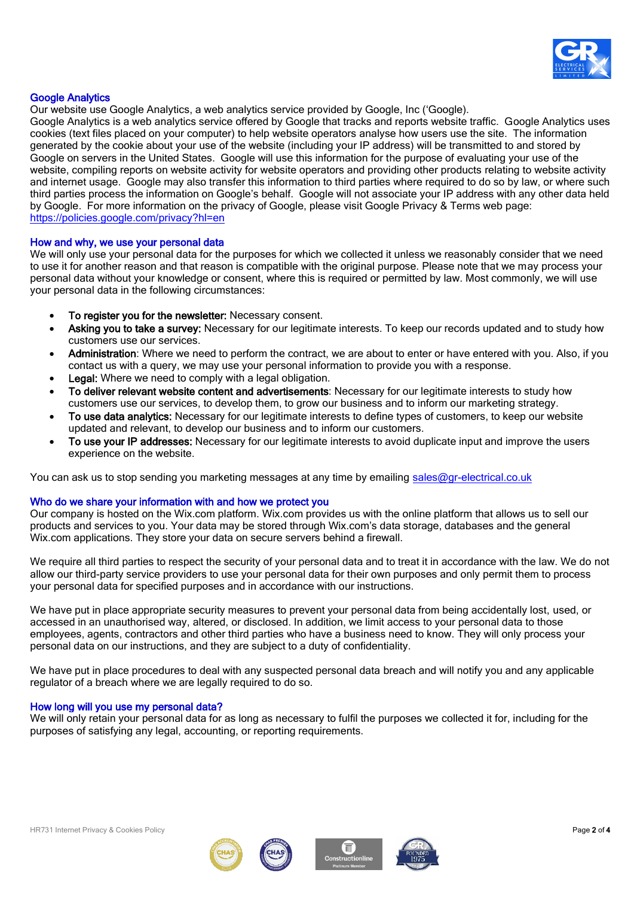## Google Analytics

Our website use Google Analytics, a web analytics service provided by Google, Inc ('Google').
Google Analytics is a web analytics service offered by Google that tracks and reports website traffic. Google Analytics uses cookies (text files placed on your computer) to help website operators analyse how users use the site. The information generated by the cookie about your use of the website (including your IP address) will be transmitted to and stored by Google on servers in the United States. Google will use this information for the purpose of evaluating your use of the website, compiling reports on website activity for website operators and providing other products relating to website activity and internet usage. Google may also transfer this information to third parties where required to do so by law, or where such third parties process the information on Google's behalf. Google will not associate your IP address with any other data held by Google. For more information on the privacy of Google, please visit Google Privacy & Terms web page: https://policies.google.com/privacy?hl=en

## How and why, we use your personal data

We will only use your personal data for the purposes for which we collected it unless we reasonably consider that we need to use it for another reason and that reason is compatible with the original purpose. Please note that we may process your personal data without your knowledge or consent, where this is required or permitted by law. Most commonly, we will use your personal data in the following circumstances:

- **To register you for the newsletter:** Necessary consent.
- **Asking you to take a survey:** Necessary for our legitimate interests. To keep our records updated and to study how customers use our services.
- **Administration**: Where we need to perform the contract, we are about to enter or have entered with you. Also, if you contact us with a query, we may use your personal information to provide you with a response.
- **Legal:** Where we need to comply with a legal obligation.
- **To deliver relevant website content and advertisements**: Necessary for our legitimate interests to study how customers use our services, to develop them, to grow our business and to inform our marketing strategy.
- **To use data analytics:** Necessary for our legitimate interests to define types of customers, to keep our website updated and relevant, to develop our business and to inform our customers.
- **To use your IP addresses:** Necessary for our legitimate interests to avoid duplicate input and improve the users experience on the website.

You can ask us to stop sending you marketing messages at any time by emailing sales@gr-electrical.co.uk

## Who do we share your information with and how we protect you

Our company is hosted on the Wix.com platform. Wix.com provides us with the online platform that allows us to sell our products and services to you. Your data may be stored through Wix.com's data storage, databases and the general Wix.com applications. They store your data on secure servers behind a firewall.

We require all third parties to respect the security of your personal data and to treat it in accordance with the law. We do not allow our third-party service providers to use your personal data for their own purposes and only permit them to process your personal data for specified purposes and in accordance with our instructions.

We have put in place appropriate security measures to prevent your personal data from being accidentally lost, used, or accessed in an unauthorised way, altered, or disclosed. In addition, we limit access to your personal data to those employees, agents, contractors and other third parties who have a business need to know. They will only process your personal data on our instructions, and they are subject to a duty of confidentiality.

We have put in place procedures to deal with any suspected personal data breach and will notify you and any applicable regulator of a breach where we are legally required to do so.

## How long will you use my personal data?

We will only retain your personal data for as long as necessary to fulfil the purposes we collected it for, including for the purposes of satisfying any legal, accounting, or reporting requirements.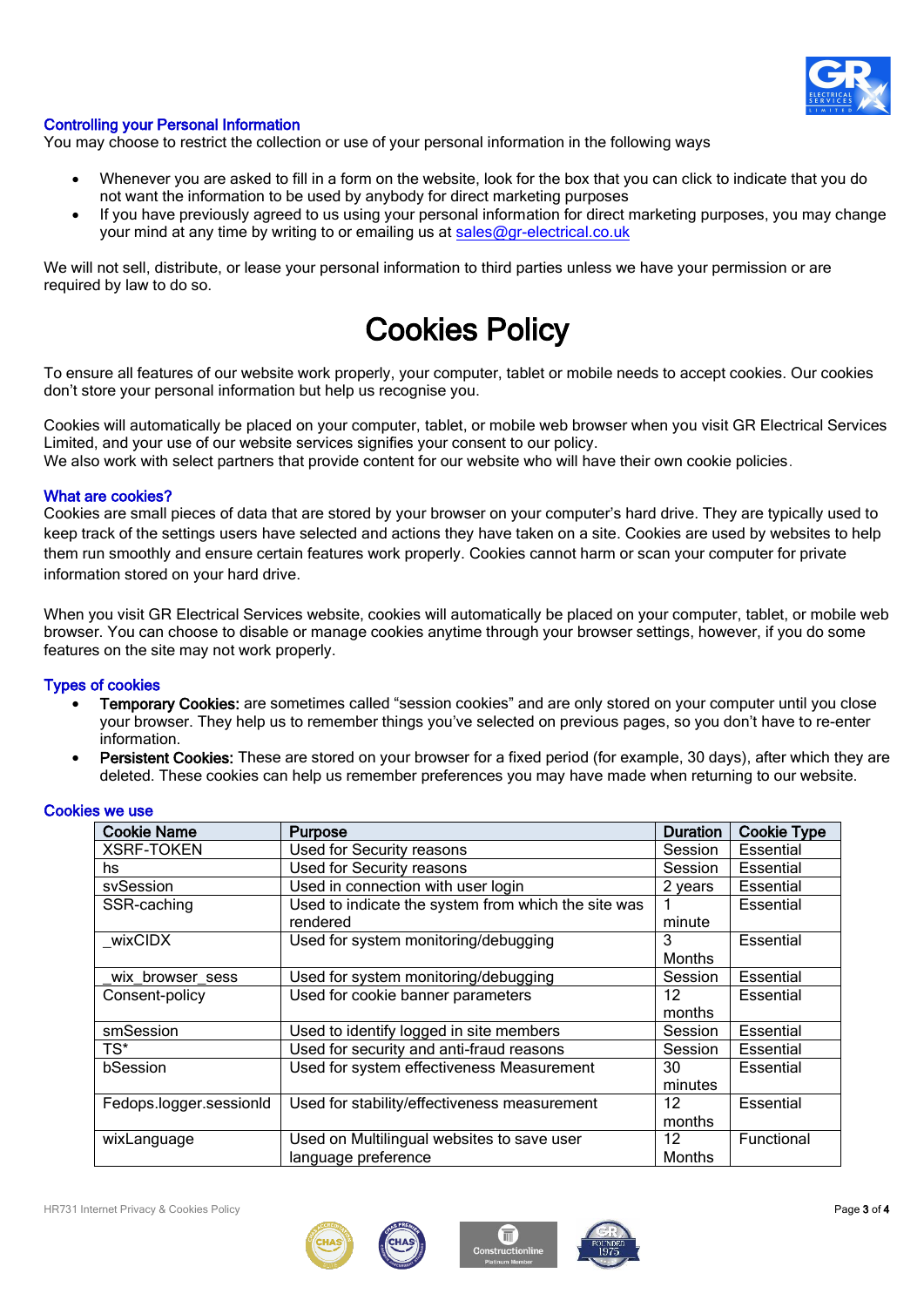## Controlling your Personal Information

You may choose to restrict the collection or use of your personal information in the following ways

- Whenever you are asked to fill in a form on the website, look for the box that you can click to indicate that you do not want the information to be used by anybody for direct marketing purposes
- If you have previously agreed to us using your personal information for direct marketing purposes, you may change your mind at any time by writing to or emailing us at sales@gr-electrical.co.uk

We will not sell, distribute, or lease your personal information to third parties unless we have your permission or are required by law to do so.

# Cookies Policy

To ensure all features of our website work properly, your computer, tablet or mobile needs to accept cookies. Our cookies don't store your personal information but help us recognise you.

Cookies will automatically be placed on your computer, tablet, or mobile web browser when you visit GR Electrical Services Limited, and your use of our website services signifies your consent to our policy.
We also work with select partners that provide content for our website who will have their own cookie policies.

## What are cookies?

Cookies are small pieces of data that are stored by your browser on your computer's hard drive. They are typically used to keep track of the settings users have selected and actions they have taken on a site. Cookies are used by websites to help them run smoothly and ensure certain features work properly. Cookies cannot harm or scan your computer for private information stored on your hard drive.

When you visit GR Electrical Services website, cookies will automatically be placed on your computer, tablet, or mobile web browser. You can choose to disable or manage cookies anytime through your browser settings, however, if you do some features on the site may not work properly.

## Types of cookies

- **Temporary Cookies:** are sometimes called "session cookies" and are only stored on your computer until you close your browser. They help us to remember things you've selected on previous pages, so you don't have to re-enter information.
- **Persistent Cookies:** These are stored on your browser for a fixed period (for example, 30 days), after which they are deleted. These cookies can help us remember preferences you may have made when returning to our website.

## Cookies we use

| Cookie Name | Purpose | Duration | Cookie Type |
|---|---|---|---|
| XSRF-TOKEN | Used for Security reasons | Session | Essential |
| hs | Used for Security reasons | Session | Essential |
| svSession | Used in connection with user login | 2 years | Essential |
| SSR-caching | Used to indicate the system from which the site was rendered | 1 minute | Essential |
| _wixCIDX | Used for system monitoring/debugging | 3 Months | Essential |
| _wix_browser_sess | Used for system monitoring/debugging | Session | Essential |
| Consent-policy | Used for cookie banner parameters | 12 months | Essential |
| smSession | Used to identify logged in site members | Session | Essential |
| TS* | Used for security and anti-fraud reasons | Session | Essential |
| bSession | Used for system effectiveness Measurement | 30 minutes | Essential |
| Fedops.logger.sessionId | Used for stability/effectiveness measurement | 12 months | Essential |
| wixLanguage | Used on Multilingual websites to save user language preference | 12 Months | Functional |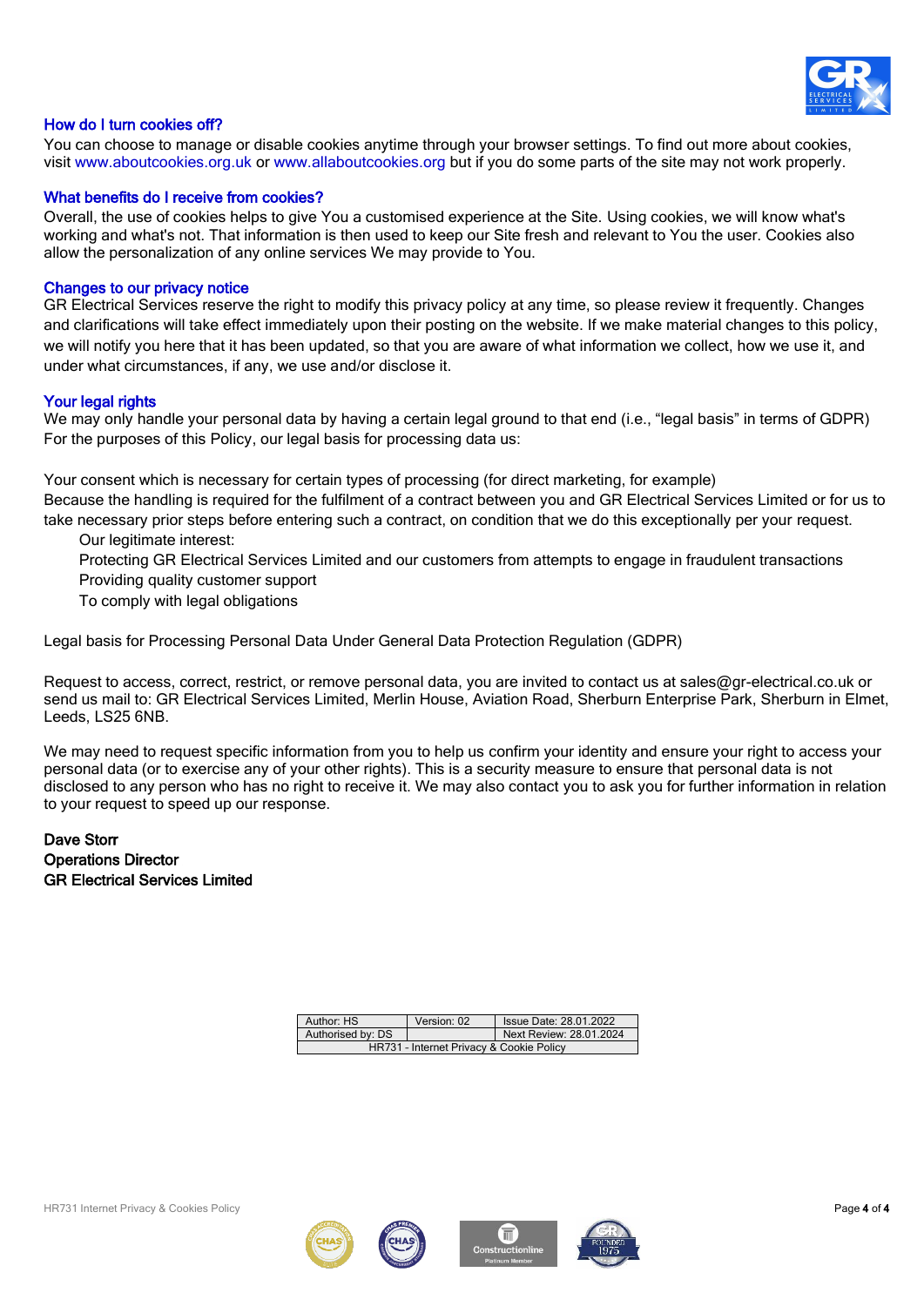## How do I turn cookies off?

You can choose to manage or disable cookies anytime through your browser settings. To find out more about cookies, visit www.aboutcookies.org.uk or www.allaboutcookies.org but if you do some parts of the site may not work properly.

## What benefits do I receive from cookies?

Overall, the use of cookies helps to give You a customised experience at the Site. Using cookies, we will know what's working and what's not. That information is then used to keep our Site fresh and relevant to You the user. Cookies also allow the personalization of any online services We may provide to You.

## Changes to our privacy notice

GR Electrical Services reserve the right to modify this privacy policy at any time, so please review it frequently. Changes and clarifications will take effect immediately upon their posting on the website. If we make material changes to this policy, we will notify you here that it has been updated, so that you are aware of what information we collect, how we use it, and under what circumstances, if any, we use and/or disclose it.

## Your legal rights

We may only handle your personal data by having a certain legal ground to that end (i.e., “legal basis” in terms of GDPR) For the purposes of this Policy, our legal basis for processing data us:

Your consent which is necessary for certain types of processing (for direct marketing, for example)
Because the handling is required for the fulfilment of a contract between you and GR Electrical Services Limited or for us to take necessary prior steps before entering such a contract, on condition that we do this exceptionally per your request.

- Our legitimate interest:
- Protecting GR Electrical Services Limited and our customers from attempts to engage in fraudulent transactions
- Providing quality customer support
- To comply with legal obligations

Legal basis for Processing Personal Data Under General Data Protection Regulation (GDPR)

Request to access, correct, restrict, or remove personal data, you are invited to contact us at sales@gr-electrical.co.uk or send us mail to: GR Electrical Services Limited, Merlin House, Aviation Road, Sherburn Enterprise Park, Sherburn in Elmet, Leeds, LS25 6NB.

We may need to request specific information from you to help us confirm your identity and ensure your right to access your personal data (or to exercise any of your other rights). This is a security measure to ensure that personal data is not disclosed to any person who has no right to receive it. We may also contact you to ask you for further information in relation to your request to speed up our response.

**Dave Storr**
**Operations Director**
**GR Electrical Services Limited**

| | | |
|---|---|---|
| Author: HS | Version: 02 | Issue Date: 28.01.2022 |
| Authorised by: DS | | Next Review: 28.01.2024 |
| HR731 - Internet Privacy & Cookie Policy | | |